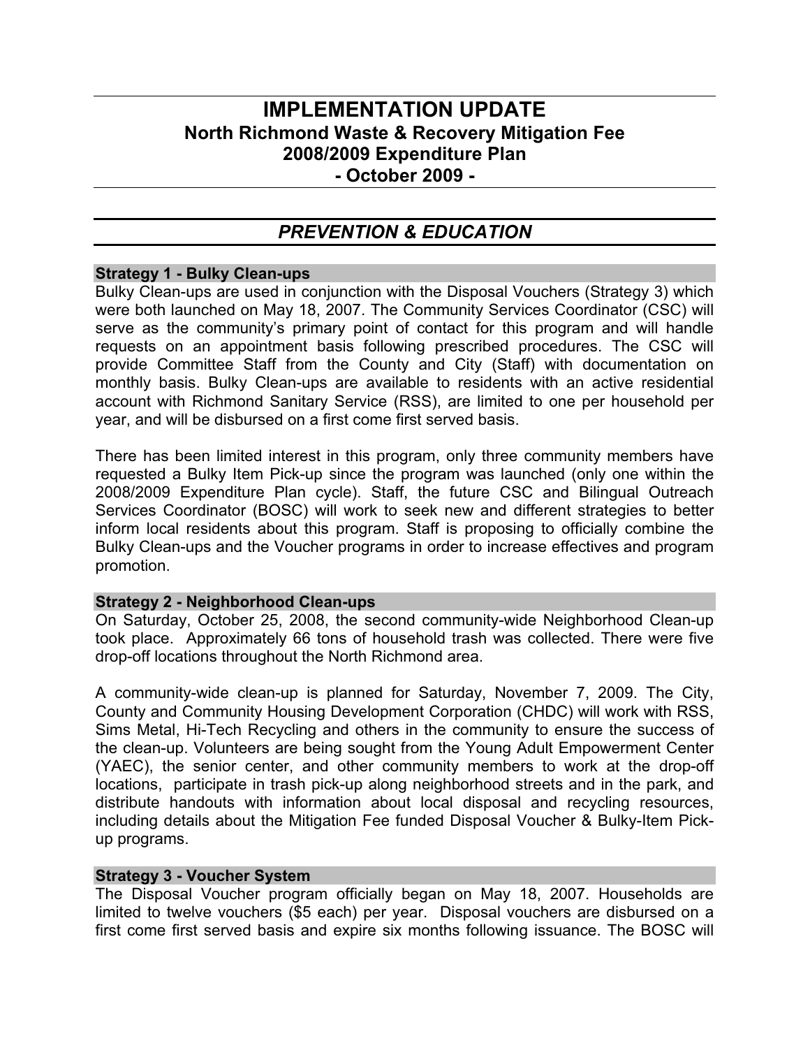# IMPLEMENTATION UPDATE
## North Richmond Waste & Recovery Mitigation Fee
## 2008/2009 Expenditure Plan
## - October 2009 -

## *PREVENTION & EDUCATION*

### Strategy 1 - Bulky Clean-ups

Bulky Clean-ups are used in conjunction with the Disposal Vouchers (Strategy 3) which were both launched on May 18, 2007. The Community Services Coordinator (CSC) will serve as the community's primary point of contact for this program and will handle requests on an appointment basis following prescribed procedures. The CSC will provide Committee Staff from the County and City (Staff) with documentation on monthly basis. Bulky Clean-ups are available to residents with an active residential account with Richmond Sanitary Service (RSS), are limited to one per household per year, and will be disbursed on a first come first served basis.

There has been limited interest in this program, only three community members have requested a Bulky Item Pick-up since the program was launched (only one within the 2008/2009 Expenditure Plan cycle). Staff, the future CSC and Bilingual Outreach Services Coordinator (BOSC) will work to seek new and different strategies to better inform local residents about this program. Staff is proposing to officially combine the Bulky Clean-ups and the Voucher programs in order to increase effectives and program promotion.

### Strategy 2 - Neighborhood Clean-ups

On Saturday, October 25, 2008, the second community-wide Neighborhood Clean-up took place. Approximately 66 tons of household trash was collected. There were five drop-off locations throughout the North Richmond area.

A community-wide clean-up is planned for Saturday, November 7, 2009. The City, County and Community Housing Development Corporation (CHDC) will work with RSS, Sims Metal, Hi-Tech Recycling and others in the community to ensure the success of the clean-up. Volunteers are being sought from the Young Adult Empowerment Center (YAEC), the senior center, and other community members to work at the drop-off locations, participate in trash pick-up along neighborhood streets and in the park, and distribute handouts with information about local disposal and recycling resources, including details about the Mitigation Fee funded Disposal Voucher & Bulky-Item Pick-up programs.

### Strategy 3 - Voucher System

The Disposal Voucher program officially began on May 18, 2007. Households are limited to twelve vouchers ($5 each) per year. Disposal vouchers are disbursed on a first come first served basis and expire six months following issuance. The BOSC will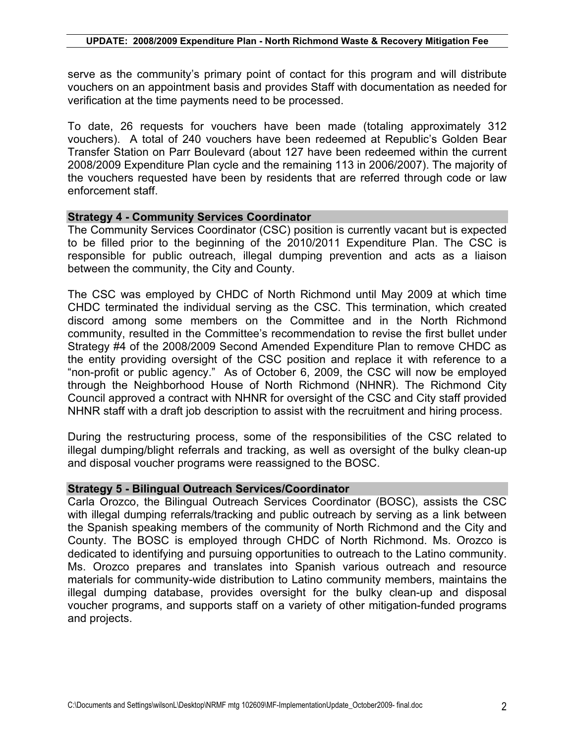serve as the community's primary point of contact for this program and will distribute vouchers on an appointment basis and provides Staff with documentation as needed for verification at the time payments need to be processed.

To date, 26 requests for vouchers have been made (totaling approximately 312 vouchers). A total of 240 vouchers have been redeemed at Republic's Golden Bear Transfer Station on Parr Boulevard (about 127 have been redeemed within the current 2008/2009 Expenditure Plan cycle and the remaining 113 in 2006/2007). The majority of the vouchers requested have been by residents that are referred through code or law enforcement staff.

## Strategy 4 - Community Services Coordinator

The Community Services Coordinator (CSC) position is currently vacant but is expected to be filled prior to the beginning of the 2010/2011 Expenditure Plan. The CSC is responsible for public outreach, illegal dumping prevention and acts as a liaison between the community, the City and County.

The CSC was employed by CHDC of North Richmond until May 2009 at which time CHDC terminated the individual serving as the CSC. This termination, which created discord among some members on the Committee and in the North Richmond community, resulted in the Committee's recommendation to revise the first bullet under Strategy #4 of the 2008/2009 Second Amended Expenditure Plan to remove CHDC as the entity providing oversight of the CSC position and replace it with reference to a "non-profit or public agency." As of October 6, 2009, the CSC will now be employed through the Neighborhood House of North Richmond (NHNR). The Richmond City Council approved a contract with NHNR for oversight of the CSC and City staff provided NHNR staff with a draft job description to assist with the recruitment and hiring process.

During the restructuring process, some of the responsibilities of the CSC related to illegal dumping/blight referrals and tracking, as well as oversight of the bulky clean-up and disposal voucher programs were reassigned to the BOSC.

## Strategy 5 - Bilingual Outreach Services/Coordinator

Carla Orozco, the Bilingual Outreach Services Coordinator (BOSC), assists the CSC with illegal dumping referrals/tracking and public outreach by serving as a link between the Spanish speaking members of the community of North Richmond and the City and County. The BOSC is employed through CHDC of North Richmond. Ms. Orozco is dedicated to identifying and pursuing opportunities to outreach to the Latino community. Ms. Orozco prepares and translates into Spanish various outreach and resource materials for community-wide distribution to Latino community members, maintains the illegal dumping database, provides oversight for the bulky clean-up and disposal voucher programs, and supports staff on a variety of other mitigation-funded programs and projects.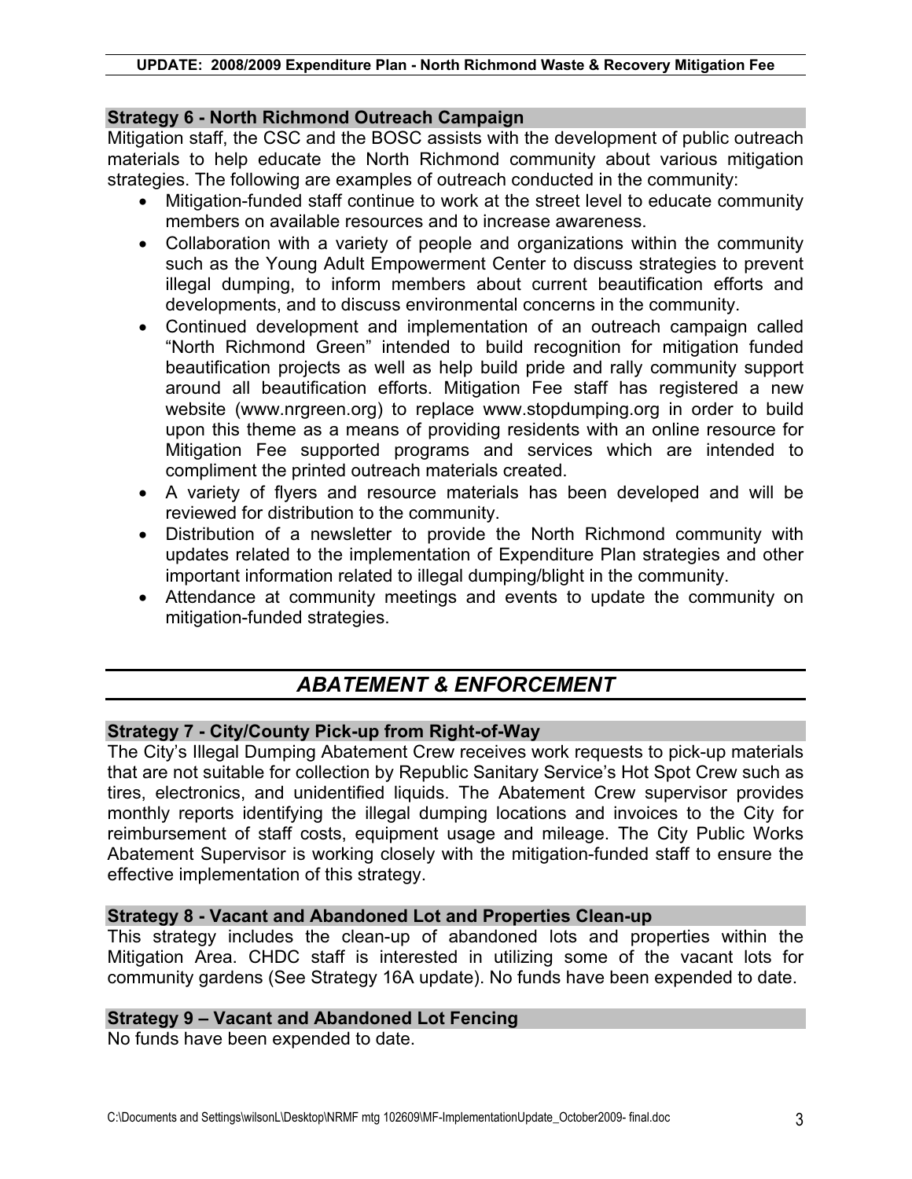### Strategy 6 - North Richmond Outreach Campaign

Mitigation staff, the CSC and the BOSC assists with the development of public outreach materials to help educate the North Richmond community about various mitigation strategies. The following are examples of outreach conducted in the community:

- Mitigation-funded staff continue to work at the street level to educate community members on available resources and to increase awareness.
- Collaboration with a variety of people and organizations within the community such as the Young Adult Empowerment Center to discuss strategies to prevent illegal dumping, to inform members about current beautification efforts and developments, and to discuss environmental concerns in the community.
- Continued development and implementation of an outreach campaign called "North Richmond Green" intended to build recognition for mitigation funded beautification projects as well as help build pride and rally community support around all beautification efforts. Mitigation Fee staff has registered a new website (www.nrgreen.org) to replace www.stopdumping.org in order to build upon this theme as a means of providing residents with an online resource for Mitigation Fee supported programs and services which are intended to compliment the printed outreach materials created.
- A variety of flyers and resource materials has been developed and will be reviewed for distribution to the community.
- Distribution of a newsletter to provide the North Richmond community with updates related to the implementation of Expenditure Plan strategies and other important information related to illegal dumping/blight in the community.
- Attendance at community meetings and events to update the community on mitigation-funded strategies.

## *ABATEMENT & ENFORCEMENT*

### Strategy 7 - City/County Pick-up from Right-of-Way

The City's Illegal Dumping Abatement Crew receives work requests to pick-up materials that are not suitable for collection by Republic Sanitary Service's Hot Spot Crew such as tires, electronics, and unidentified liquids. The Abatement Crew supervisor provides monthly reports identifying the illegal dumping locations and invoices to the City for reimbursement of staff costs, equipment usage and mileage. The City Public Works Abatement Supervisor is working closely with the mitigation-funded staff to ensure the effective implementation of this strategy.

### Strategy 8 - Vacant and Abandoned Lot and Properties Clean-up

This strategy includes the clean-up of abandoned lots and properties within the Mitigation Area. CHDC staff is interested in utilizing some of the vacant lots for community gardens (See Strategy 16A update). No funds have been expended to date.

### Strategy 9 – Vacant and Abandoned Lot Fencing

No funds have been expended to date.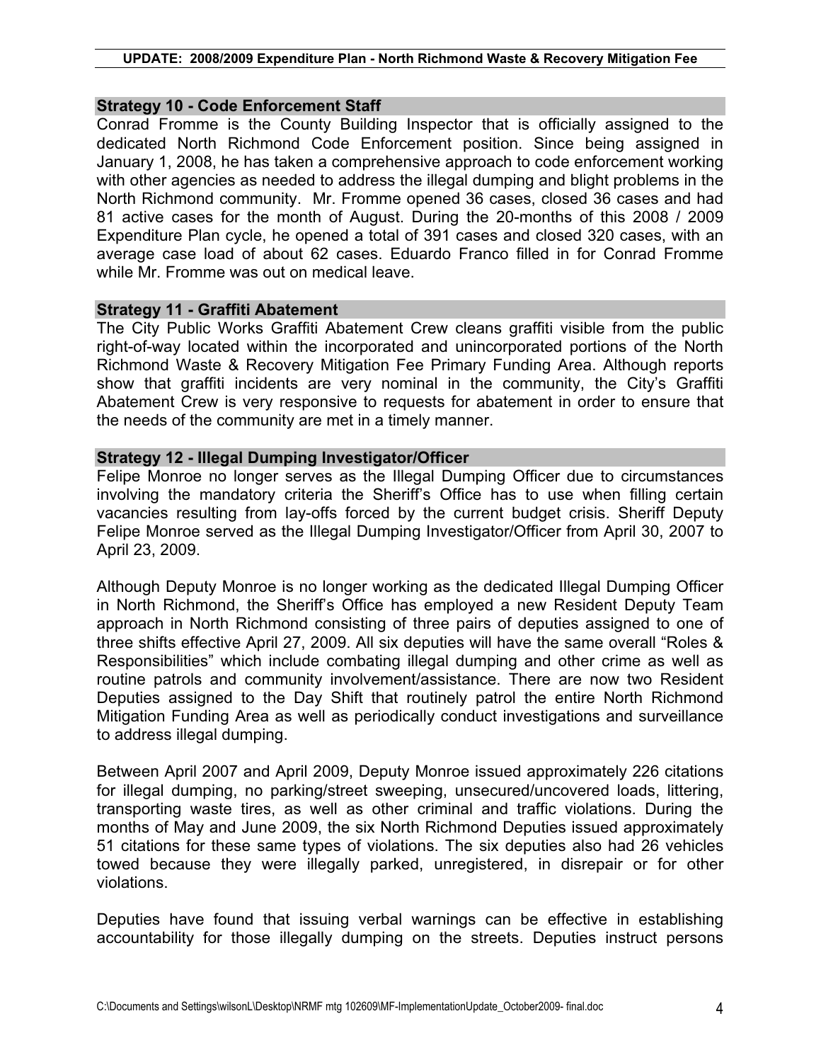### Strategy 10 - Code Enforcement Staff

Conrad Fromme is the County Building Inspector that is officially assigned to the dedicated North Richmond Code Enforcement position. Since being assigned in January 1, 2008, he has taken a comprehensive approach to code enforcement working with other agencies as needed to address the illegal dumping and blight problems in the North Richmond community. Mr. Fromme opened 36 cases, closed 36 cases and had 81 active cases for the month of August. During the 20-months of this 2008 / 2009 Expenditure Plan cycle, he opened a total of 391 cases and closed 320 cases, with an average case load of about 62 cases. Eduardo Franco filled in for Conrad Fromme while Mr. Fromme was out on medical leave.

### Strategy 11 - Graffiti Abatement

The City Public Works Graffiti Abatement Crew cleans graffiti visible from the public right-of-way located within the incorporated and unincorporated portions of the North Richmond Waste & Recovery Mitigation Fee Primary Funding Area. Although reports show that graffiti incidents are very nominal in the community, the City's Graffiti Abatement Crew is very responsive to requests for abatement in order to ensure that the needs of the community are met in a timely manner.

### Strategy 12 - Illegal Dumping Investigator/Officer

Felipe Monroe no longer serves as the Illegal Dumping Officer due to circumstances involving the mandatory criteria the Sheriff's Office has to use when filling certain vacancies resulting from lay-offs forced by the current budget crisis. Sheriff Deputy Felipe Monroe served as the Illegal Dumping Investigator/Officer from April 30, 2007 to April 23, 2009.

Although Deputy Monroe is no longer working as the dedicated Illegal Dumping Officer in North Richmond, the Sheriff's Office has employed a new Resident Deputy Team approach in North Richmond consisting of three pairs of deputies assigned to one of three shifts effective April 27, 2009. All six deputies will have the same overall "Roles & Responsibilities" which include combating illegal dumping and other crime as well as routine patrols and community involvement/assistance. There are now two Resident Deputies assigned to the Day Shift that routinely patrol the entire North Richmond Mitigation Funding Area as well as periodically conduct investigations and surveillance to address illegal dumping.

Between April 2007 and April 2009, Deputy Monroe issued approximately 226 citations for illegal dumping, no parking/street sweeping, unsecured/uncovered loads, littering, transporting waste tires, as well as other criminal and traffic violations. During the months of May and June 2009, the six North Richmond Deputies issued approximately 51 citations for these same types of violations. The six deputies also had 26 vehicles towed because they were illegally parked, unregistered, in disrepair or for other violations.

Deputies have found that issuing verbal warnings can be effective in establishing accountability for those illegally dumping on the streets. Deputies instruct persons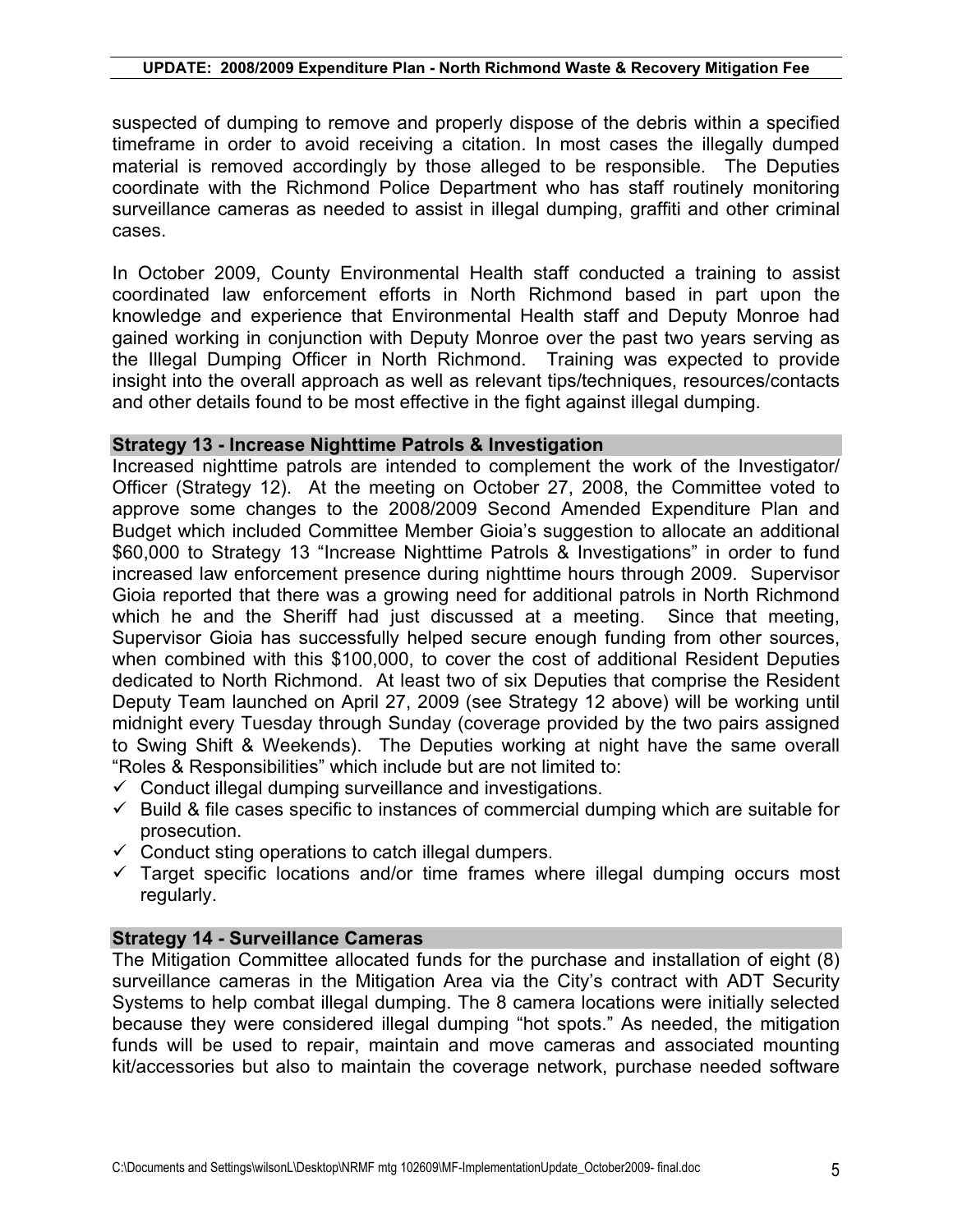suspected of dumping to remove and properly dispose of the debris within a specified timeframe in order to avoid receiving a citation. In most cases the illegally dumped material is removed accordingly by those alleged to be responsible. The Deputies coordinate with the Richmond Police Department who has staff routinely monitoring surveillance cameras as needed to assist in illegal dumping, graffiti and other criminal cases.

In October 2009, County Environmental Health staff conducted a training to assist coordinated law enforcement efforts in North Richmond based in part upon the knowledge and experience that Environmental Health staff and Deputy Monroe had gained working in conjunction with Deputy Monroe over the past two years serving as the Illegal Dumping Officer in North Richmond. Training was expected to provide insight into the overall approach as well as relevant tips/techniques, resources/contacts and other details found to be most effective in the fight against illegal dumping.

### Strategy 13 - Increase Nighttime Patrols & Investigation

Increased nighttime patrols are intended to complement the work of the Investigator/Officer (Strategy 12). At the meeting on October 27, 2008, the Committee voted to approve some changes to the 2008/2009 Second Amended Expenditure Plan and Budget which included Committee Member Gioia's suggestion to allocate an additional $60,000 to Strategy 13 "Increase Nighttime Patrols & Investigations" in order to fund increased law enforcement presence during nighttime hours through 2009. Supervisor Gioia reported that there was a growing need for additional patrols in North Richmond which he and the Sheriff had just discussed at a meeting. Since that meeting, Supervisor Gioia has successfully helped secure enough funding from other sources, when combined with this $100,000, to cover the cost of additional Resident Deputies dedicated to North Richmond. At least two of six Deputies that comprise the Resident Deputy Team launched on April 27, 2009 (see Strategy 12 above) will be working until midnight every Tuesday through Sunday (coverage provided by the two pairs assigned to Swing Shift & Weekends). The Deputies working at night have the same overall "Roles & Responsibilities" which include but are not limited to:

- ✓ Conduct illegal dumping surveillance and investigations.
- ✓ Build & file cases specific to instances of commercial dumping which are suitable for prosecution.
- ✓ Conduct sting operations to catch illegal dumpers.
- ✓ Target specific locations and/or time frames where illegal dumping occurs most regularly.

### Strategy 14 - Surveillance Cameras

The Mitigation Committee allocated funds for the purchase and installation of eight (8) surveillance cameras in the Mitigation Area via the City's contract with ADT Security Systems to help combat illegal dumping. The 8 camera locations were initially selected because they were considered illegal dumping "hot spots." As needed, the mitigation funds will be used to repair, maintain and move cameras and associated mounting kit/accessories but also to maintain the coverage network, purchase needed software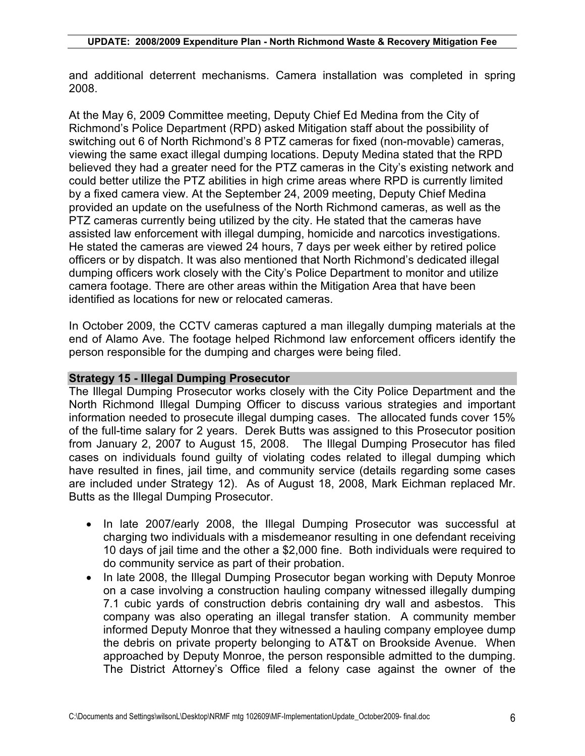and additional deterrent mechanisms. Camera installation was completed in spring 2008.

At the May 6, 2009 Committee meeting, Deputy Chief Ed Medina from the City of Richmond's Police Department (RPD) asked Mitigation staff about the possibility of switching out 6 of North Richmond's 8 PTZ cameras for fixed (non-movable) cameras, viewing the same exact illegal dumping locations. Deputy Medina stated that the RPD believed they had a greater need for the PTZ cameras in the City's existing network and could better utilize the PTZ abilities in high crime areas where RPD is currently limited by a fixed camera view. At the September 24, 2009 meeting, Deputy Chief Medina provided an update on the usefulness of the North Richmond cameras, as well as the PTZ cameras currently being utilized by the city. He stated that the cameras have assisted law enforcement with illegal dumping, homicide and narcotics investigations. He stated the cameras are viewed 24 hours, 7 days per week either by retired police officers or by dispatch. It was also mentioned that North Richmond's dedicated illegal dumping officers work closely with the City's Police Department to monitor and utilize camera footage. There are other areas within the Mitigation Area that have been identified as locations for new or relocated cameras.

In October 2009, the CCTV cameras captured a man illegally dumping materials at the end of Alamo Ave. The footage helped Richmond law enforcement officers identify the person responsible for the dumping and charges were being filed.

### Strategy 15 - Illegal Dumping Prosecutor

The Illegal Dumping Prosecutor works closely with the City Police Department and the North Richmond Illegal Dumping Officer to discuss various strategies and important information needed to prosecute illegal dumping cases. The allocated funds cover 15% of the full-time salary for 2 years. Derek Butts was assigned to this Prosecutor position from January 2, 2007 to August 15, 2008. The Illegal Dumping Prosecutor has filed cases on individuals found guilty of violating codes related to illegal dumping which have resulted in fines, jail time, and community service (details regarding some cases are included under Strategy 12). As of August 18, 2008, Mark Eichman replaced Mr. Butts as the Illegal Dumping Prosecutor.

- In late 2007/early 2008, the Illegal Dumping Prosecutor was successful at charging two individuals with a misdemeanor resulting in one defendant receiving 10 days of jail time and the other a $2,000 fine. Both individuals were required to do community service as part of their probation.
- In late 2008, the Illegal Dumping Prosecutor began working with Deputy Monroe on a case involving a construction hauling company witnessed illegally dumping 7.1 cubic yards of construction debris containing dry wall and asbestos. This company was also operating an illegal transfer station. A community member informed Deputy Monroe that they witnessed a hauling company employee dump the debris on private property belonging to AT&T on Brookside Avenue. When approached by Deputy Monroe, the person responsible admitted to the dumping. The District Attorney's Office filed a felony case against the owner of the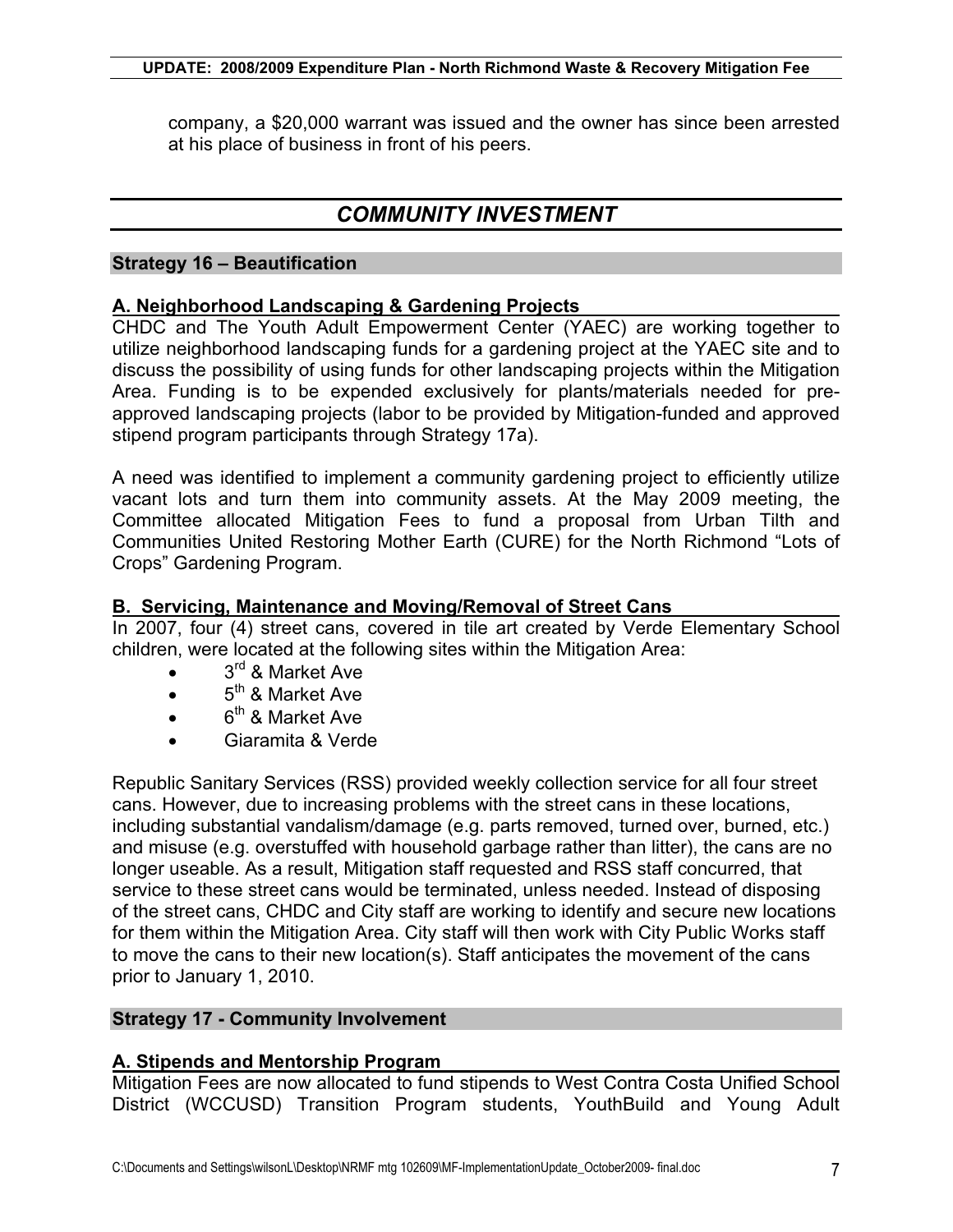company, a $20,000 warrant was issued and the owner has since been arrested at his place of business in front of his peers.

## *COMMUNITY INVESTMENT*

### Strategy 16 – Beautification

#### A. Neighborhood Landscaping & Gardening Projects

CHDC and The Youth Adult Empowerment Center (YAEC) are working together to utilize neighborhood landscaping funds for a gardening project at the YAEC site and to discuss the possibility of using funds for other landscaping projects within the Mitigation Area. Funding is to be expended exclusively for plants/materials needed for pre-approved landscaping projects (labor to be provided by Mitigation-funded and approved stipend program participants through Strategy 17a).

A need was identified to implement a community gardening project to efficiently utilize vacant lots and turn them into community assets. At the May 2009 meeting, the Committee allocated Mitigation Fees to fund a proposal from Urban Tilth and Communities United Restoring Mother Earth (CURE) for the North Richmond "Lots of Crops" Gardening Program.

#### B. Servicing, Maintenance and Moving/Removal of Street Cans

In 2007, four (4) street cans, covered in tile art created by Verde Elementary School children, were located at the following sites within the Mitigation Area:

- 3rd & Market Ave
- 5th & Market Ave
- 6th & Market Ave
- Giaramita & Verde

Republic Sanitary Services (RSS) provided weekly collection service for all four street cans. However, due to increasing problems with the street cans in these locations, including substantial vandalism/damage (e.g. parts removed, turned over, burned, etc.) and misuse (e.g. overstuffed with household garbage rather than litter), the cans are no longer useable. As a result, Mitigation staff requested and RSS staff concurred, that service to these street cans would be terminated, unless needed. Instead of disposing of the street cans, CHDC and City staff are working to identify and secure new locations for them within the Mitigation Area. City staff will then work with City Public Works staff to move the cans to their new location(s). Staff anticipates the movement of the cans prior to January 1, 2010.

### Strategy 17 - Community Involvement

#### A. Stipends and Mentorship Program

Mitigation Fees are now allocated to fund stipends to West Contra Costa Unified School District (WCCUSD) Transition Program students, YouthBuild and Young Adult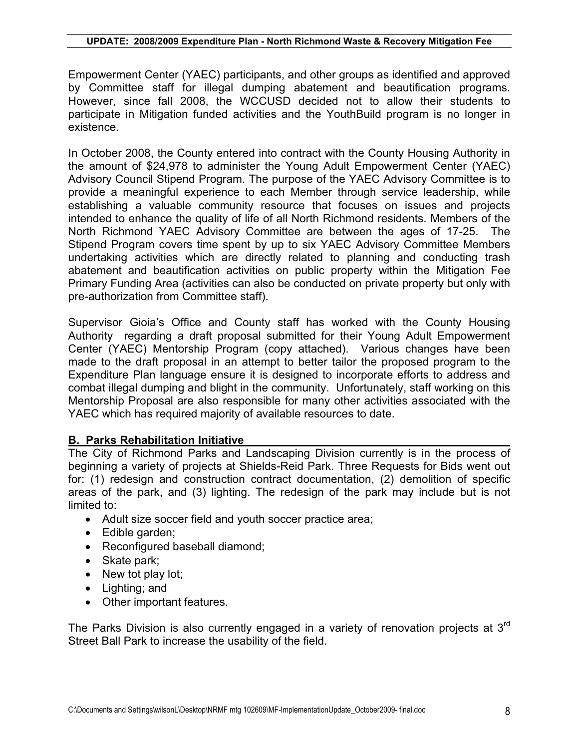Empowerment Center (YAEC) participants, and other groups as identified and approved by Committee staff for illegal dumping abatement and beautification programs. However, since fall 2008, the WCCUSD decided not to allow their students to participate in Mitigation funded activities and the YouthBuild program is no longer in existence.

In October 2008, the County entered into contract with the County Housing Authority in the amount of $24,978 to administer the Young Adult Empowerment Center (YAEC) Advisory Council Stipend Program. The purpose of the YAEC Advisory Committee is to provide a meaningful experience to each Member through service leadership, while establishing a valuable community resource that focuses on issues and projects intended to enhance the quality of life of all North Richmond residents. Members of the North Richmond YAEC Advisory Committee are between the ages of 17-25. The Stipend Program covers time spent by up to six YAEC Advisory Committee Members undertaking activities which are directly related to planning and conducting trash abatement and beautification activities on public property within the Mitigation Fee Primary Funding Area (activities can also be conducted on private property but only with pre-authorization from Committee staff).

Supervisor Gioia's Office and County staff has worked with the County Housing Authority regarding a draft proposal submitted for their Young Adult Empowerment Center (YAEC) Mentorship Program (copy attached). Various changes have been made to the draft proposal in an attempt to better tailor the proposed program to the Expenditure Plan language ensure it is designed to incorporate efforts to address and combat illegal dumping and blight in the community. Unfortunately, staff working on this Mentorship Proposal are also responsible for many other activities associated with the YAEC which has required majority of available resources to date.

## B. Parks Rehabilitation Initiative

The City of Richmond Parks and Landscaping Division currently is in the process of beginning a variety of projects at Shields-Reid Park. Three Requests for Bids went out for: (1) redesign and construction contract documentation, (2) demolition of specific areas of the park, and (3) lighting. The redesign of the park may include but is not limited to:

- Adult size soccer field and youth soccer practice area;
- Edible garden;
- Reconfigured baseball diamond;
- Skate park;
- New tot play lot;
- Lighting; and
- Other important features.

The Parks Division is also currently engaged in a variety of renovation projects at 3rd Street Ball Park to increase the usability of the field.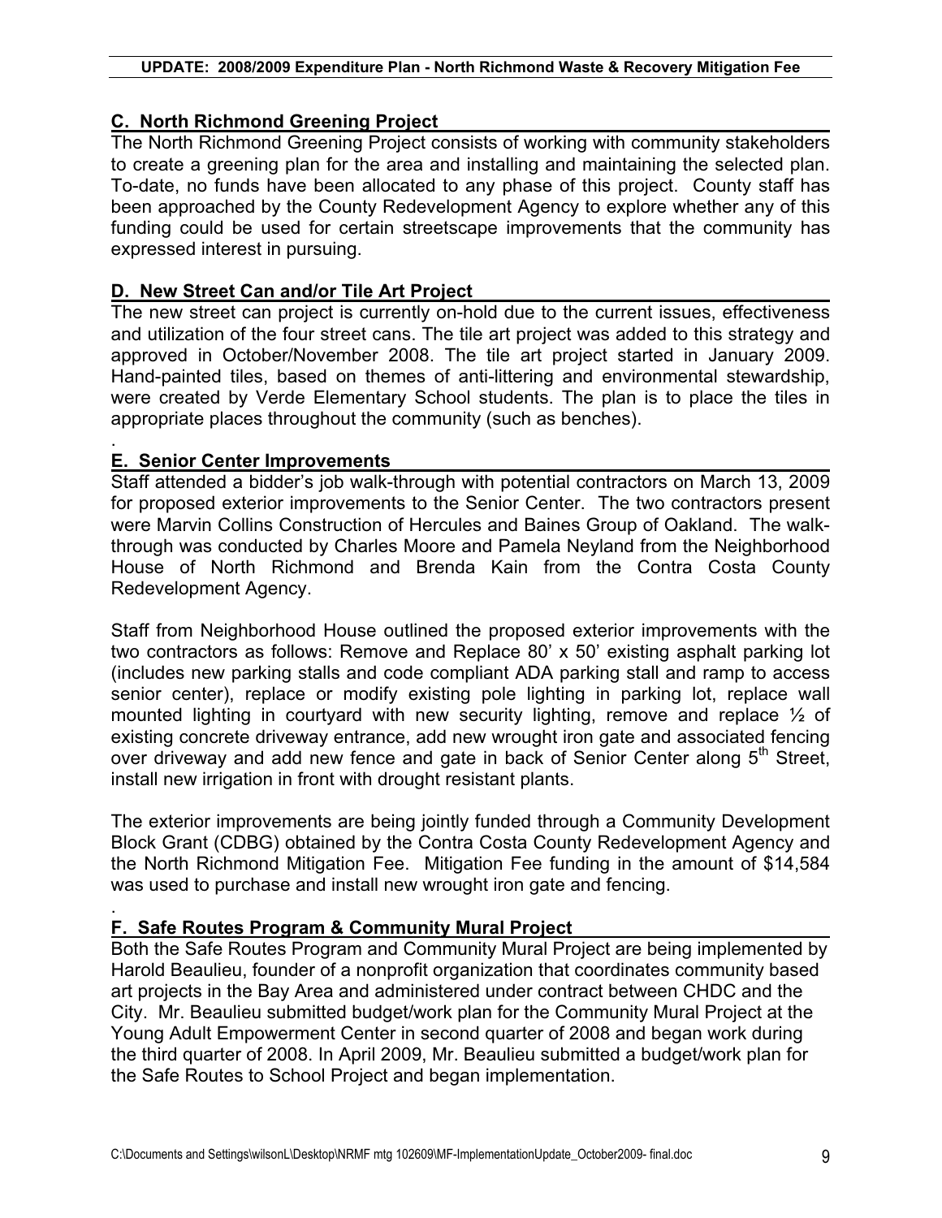## C. North Richmond Greening Project

The North Richmond Greening Project consists of working with community stakeholders to create a greening plan for the area and installing and maintaining the selected plan. To-date, no funds have been allocated to any phase of this project. County staff has been approached by the County Redevelopment Agency to explore whether any of this funding could be used for certain streetscape improvements that the community has expressed interest in pursuing.

## D. New Street Can and/or Tile Art Project

The new street can project is currently on-hold due to the current issues, effectiveness and utilization of the four street cans. The tile art project was added to this strategy and approved in October/November 2008. The tile art project started in January 2009. Hand-painted tiles, based on themes of anti-littering and environmental stewardship, were created by Verde Elementary School students. The plan is to place the tiles in appropriate places throughout the community (such as benches).

.

## E. Senior Center Improvements

Staff attended a bidder's job walk-through with potential contractors on March 13, 2009 for proposed exterior improvements to the Senior Center. The two contractors present were Marvin Collins Construction of Hercules and Baines Group of Oakland. The walk-through was conducted by Charles Moore and Pamela Neyland from the Neighborhood House of North Richmond and Brenda Kain from the Contra Costa County Redevelopment Agency.

Staff from Neighborhood House outlined the proposed exterior improvements with the two contractors as follows: Remove and Replace 80' x 50' existing asphalt parking lot (includes new parking stalls and code compliant ADA parking stall and ramp to access senior center), replace or modify existing pole lighting in parking lot, replace wall mounted lighting in courtyard with new security lighting, remove and replace ½ of existing concrete driveway entrance, add new wrought iron gate and associated fencing over driveway and add new fence and gate in back of Senior Center along 5th Street, install new irrigation in front with drought resistant plants.

The exterior improvements are being jointly funded through a Community Development Block Grant (CDBG) obtained by the Contra Costa County Redevelopment Agency and the North Richmond Mitigation Fee. Mitigation Fee funding in the amount of $14,584 was used to purchase and install new wrought iron gate and fencing.

.

## F. Safe Routes Program & Community Mural Project

Both the Safe Routes Program and Community Mural Project are being implemented by Harold Beaulieu, founder of a nonprofit organization that coordinates community based art projects in the Bay Area and administered under contract between CHDC and the City. Mr. Beaulieu submitted budget/work plan for the Community Mural Project at the Young Adult Empowerment Center in second quarter of 2008 and began work during the third quarter of 2008. In April 2009, Mr. Beaulieu submitted a budget/work plan for the Safe Routes to School Project and began implementation.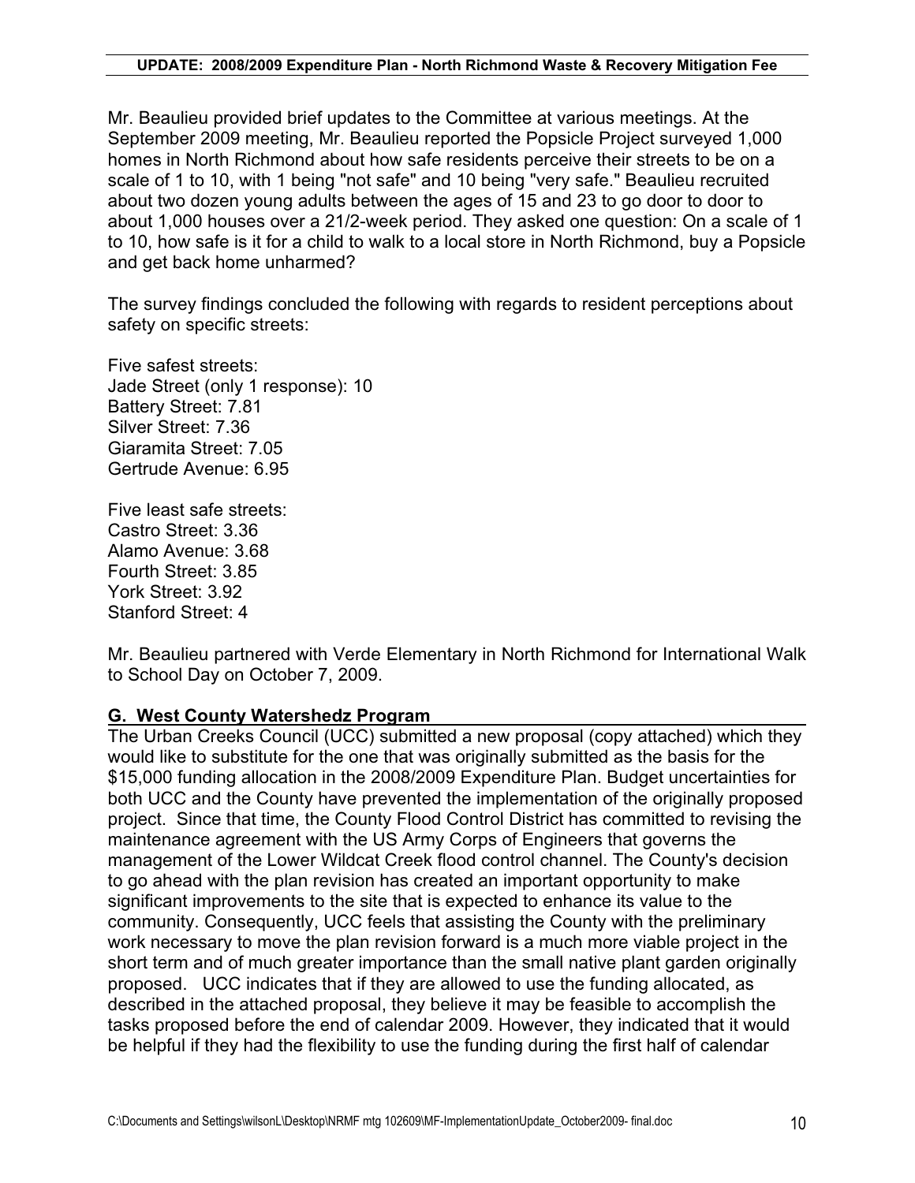Mr. Beaulieu provided brief updates to the Committee at various meetings. At the September 2009 meeting, Mr. Beaulieu reported the Popsicle Project surveyed 1,000 homes in North Richmond about how safe residents perceive their streets to be on a scale of 1 to 10, with 1 being "not safe" and 10 being "very safe." Beaulieu recruited about two dozen young adults between the ages of 15 and 23 to go door to door to about 1,000 houses over a 21/2-week period. They asked one question: On a scale of 1 to 10, how safe is it for a child to walk to a local store in North Richmond, buy a Popsicle and get back home unharmed?

The survey findings concluded the following with regards to resident perceptions about safety on specific streets:

Five safest streets:
Jade Street (only 1 response): 10
Battery Street: 7.81
Silver Street: 7.36
Giaramita Street: 7.05
Gertrude Avenue: 6.95

Five least safe streets:
Castro Street: 3.36
Alamo Avenue: 3.68
Fourth Street: 3.85
York Street: 3.92
Stanford Street: 4

Mr. Beaulieu partnered with Verde Elementary in North Richmond for International Walk to School Day on October 7, 2009.

## G. West County Watershedz Program

The Urban Creeks Council (UCC) submitted a new proposal (copy attached) which they would like to substitute for the one that was originally submitted as the basis for the $15,000 funding allocation in the 2008/2009 Expenditure Plan. Budget uncertainties for both UCC and the County have prevented the implementation of the originally proposed project. Since that time, the County Flood Control District has committed to revising the maintenance agreement with the US Army Corps of Engineers that governs the management of the Lower Wildcat Creek flood control channel. The County's decision to go ahead with the plan revision has created an important opportunity to make significant improvements to the site that is expected to enhance its value to the community. Consequently, UCC feels that assisting the County with the preliminary work necessary to move the plan revision forward is a much more viable project in the short term and of much greater importance than the small native plant garden originally proposed. UCC indicates that if they are allowed to use the funding allocated, as described in the attached proposal, they believe it may be feasible to accomplish the tasks proposed before the end of calendar 2009. However, they indicated that it would be helpful if they had the flexibility to use the funding during the first half of calendar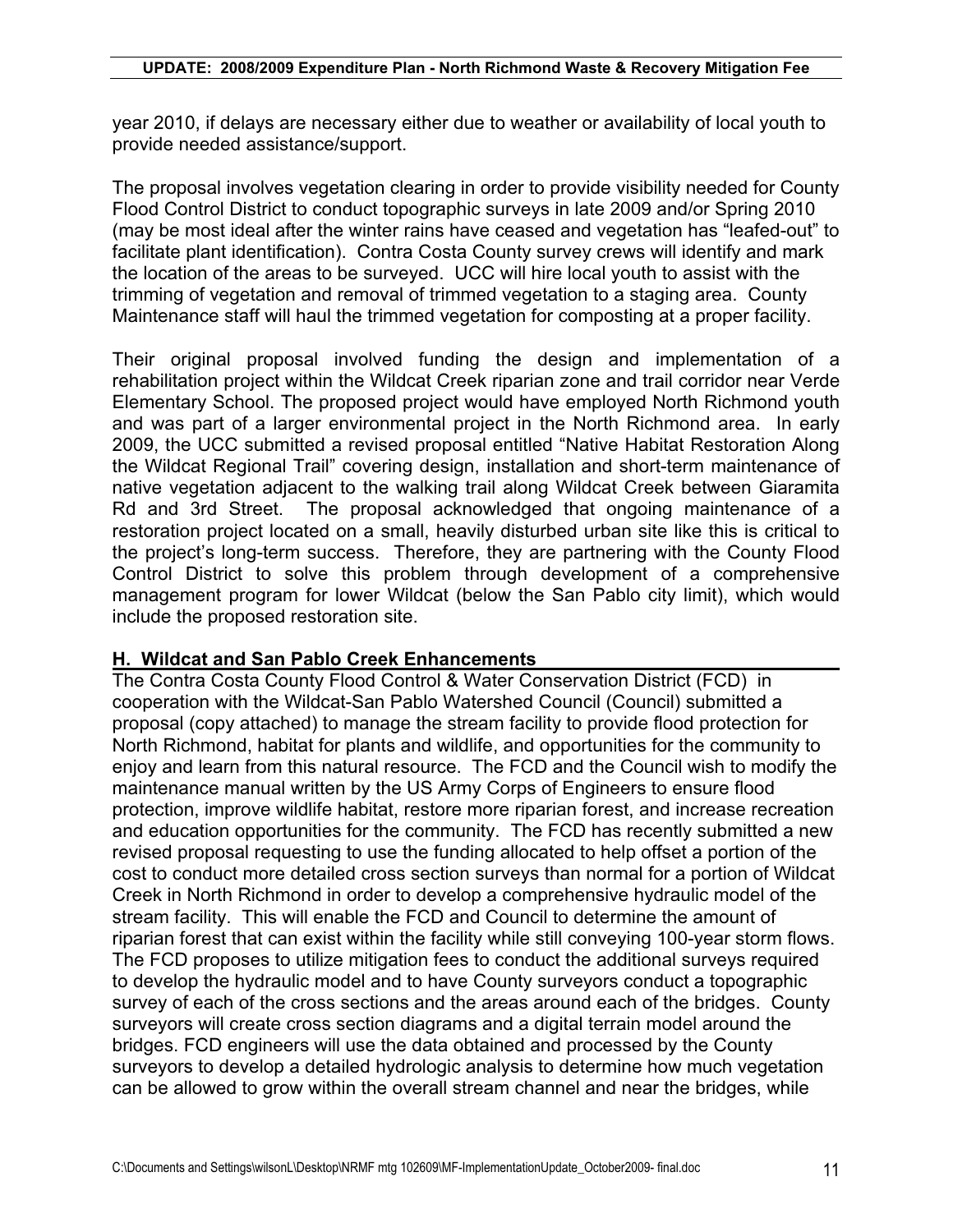year 2010, if delays are necessary either due to weather or availability of local youth to provide needed assistance/support.

The proposal involves vegetation clearing in order to provide visibility needed for County Flood Control District to conduct topographic surveys in late 2009 and/or Spring 2010 (may be most ideal after the winter rains have ceased and vegetation has "leafed-out" to facilitate plant identification). Contra Costa County survey crews will identify and mark the location of the areas to be surveyed. UCC will hire local youth to assist with the trimming of vegetation and removal of trimmed vegetation to a staging area. County Maintenance staff will haul the trimmed vegetation for composting at a proper facility.

Their original proposal involved funding the design and implementation of a rehabilitation project within the Wildcat Creek riparian zone and trail corridor near Verde Elementary School. The proposed project would have employed North Richmond youth and was part of a larger environmental project in the North Richmond area. In early 2009, the UCC submitted a revised proposal entitled "Native Habitat Restoration Along the Wildcat Regional Trail" covering design, installation and short-term maintenance of native vegetation adjacent to the walking trail along Wildcat Creek between Giaramita Rd and 3rd Street. The proposal acknowledged that ongoing maintenance of a restoration project located on a small, heavily disturbed urban site like this is critical to the project's long-term success. Therefore, they are partnering with the County Flood Control District to solve this problem through development of a comprehensive management program for lower Wildcat (below the San Pablo city limit), which would include the proposed restoration site.

## H. Wildcat and San Pablo Creek Enhancements

The Contra Costa County Flood Control & Water Conservation District (FCD) in cooperation with the Wildcat-San Pablo Watershed Council (Council) submitted a proposal (copy attached) to manage the stream facility to provide flood protection for North Richmond, habitat for plants and wildlife, and opportunities for the community to enjoy and learn from this natural resource. The FCD and the Council wish to modify the maintenance manual written by the US Army Corps of Engineers to ensure flood protection, improve wildlife habitat, restore more riparian forest, and increase recreation and education opportunities for the community. The FCD has recently submitted a new revised proposal requesting to use the funding allocated to help offset a portion of the cost to conduct more detailed cross section surveys than normal for a portion of Wildcat Creek in North Richmond in order to develop a comprehensive hydraulic model of the stream facility. This will enable the FCD and Council to determine the amount of riparian forest that can exist within the facility while still conveying 100-year storm flows. The FCD proposes to utilize mitigation fees to conduct the additional surveys required to develop the hydraulic model and to have County surveyors conduct a topographic survey of each of the cross sections and the areas around each of the bridges. County surveyors will create cross section diagrams and a digital terrain model around the bridges. FCD engineers will use the data obtained and processed by the County surveyors to develop a detailed hydrologic analysis to determine how much vegetation can be allowed to grow within the overall stream channel and near the bridges, while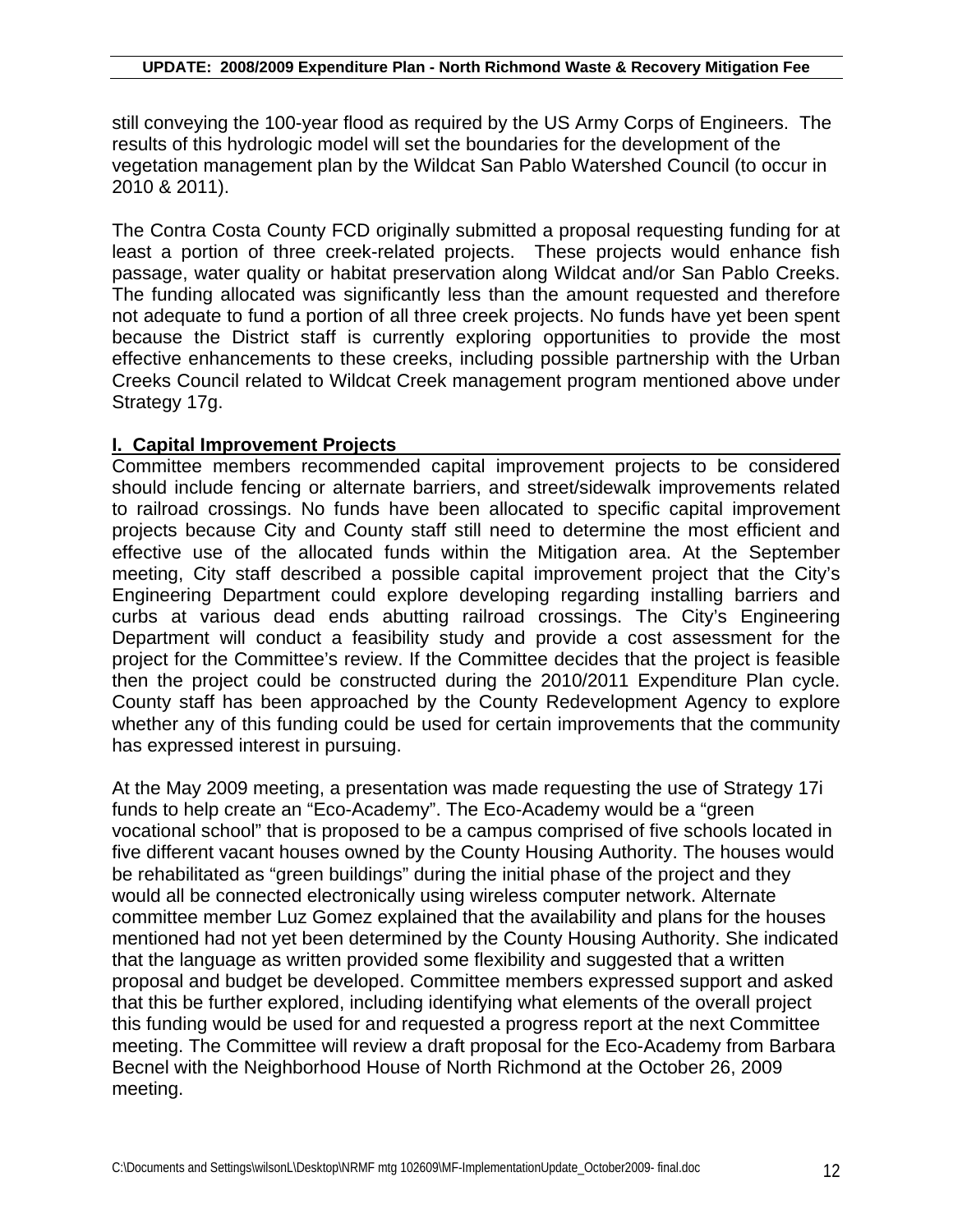still conveying the 100-year flood as required by the US Army Corps of Engineers. The results of this hydrologic model will set the boundaries for the development of the vegetation management plan by the Wildcat San Pablo Watershed Council (to occur in 2010 & 2011).

The Contra Costa County FCD originally submitted a proposal requesting funding for at least a portion of three creek-related projects. These projects would enhance fish passage, water quality or habitat preservation along Wildcat and/or San Pablo Creeks. The funding allocated was significantly less than the amount requested and therefore not adequate to fund a portion of all three creek projects. No funds have yet been spent because the District staff is currently exploring opportunities to provide the most effective enhancements to these creeks, including possible partnership with the Urban Creeks Council related to Wildcat Creek management program mentioned above under Strategy 17g.

## I. Capital Improvement Projects

Committee members recommended capital improvement projects to be considered should include fencing or alternate barriers, and street/sidewalk improvements related to railroad crossings. No funds have been allocated to specific capital improvement projects because City and County staff still need to determine the most efficient and effective use of the allocated funds within the Mitigation area. At the September meeting, City staff described a possible capital improvement project that the City's Engineering Department could explore developing regarding installing barriers and curbs at various dead ends abutting railroad crossings. The City's Engineering Department will conduct a feasibility study and provide a cost assessment for the project for the Committee's review. If the Committee decides that the project is feasible then the project could be constructed during the 2010/2011 Expenditure Plan cycle. County staff has been approached by the County Redevelopment Agency to explore whether any of this funding could be used for certain improvements that the community has expressed interest in pursuing.

At the May 2009 meeting, a presentation was made requesting the use of Strategy 17i funds to help create an "Eco-Academy". The Eco-Academy would be a "green vocational school" that is proposed to be a campus comprised of five schools located in five different vacant houses owned by the County Housing Authority. The houses would be rehabilitated as "green buildings" during the initial phase of the project and they would all be connected electronically using wireless computer network. Alternate committee member Luz Gomez explained that the availability and plans for the houses mentioned had not yet been determined by the County Housing Authority. She indicated that the language as written provided some flexibility and suggested that a written proposal and budget be developed. Committee members expressed support and asked that this be further explored, including identifying what elements of the overall project this funding would be used for and requested a progress report at the next Committee meeting. The Committee will review a draft proposal for the Eco-Academy from Barbara Becnel with the Neighborhood House of North Richmond at the October 26, 2009 meeting.